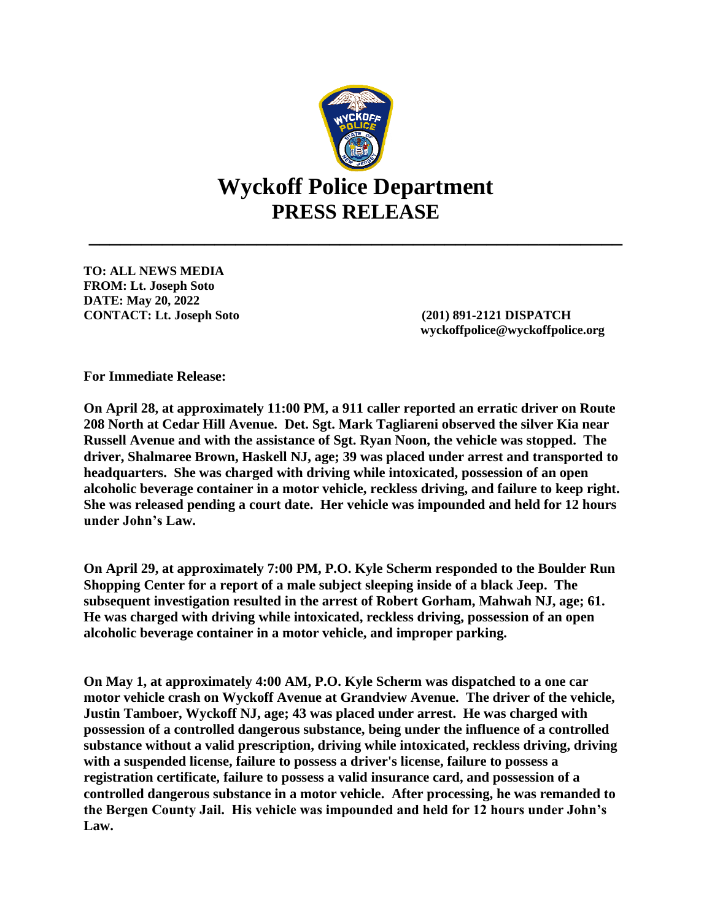# Wyckoff Police Department
## PRESS RELEASE

---

**TO: ALL NEWS MEDIA**
**FROM: Lt. Joseph Soto**
**DATE: May 20, 2022**
**CONTACT: Lt. Joseph Soto** **(201) 891-2121 DISPATCH**
**wyckoffpolice@wyckoffpolice.org**

**For Immediate Release:**

**On April 28, at approximately 11:00 PM, a 911 caller reported an erratic driver on Route 208 North at Cedar Hill Avenue. Det. Sgt. Mark Tagliareni observed the silver Kia near Russell Avenue and with the assistance of Sgt. Ryan Noon, the vehicle was stopped. The driver, Shalmaree Brown, Haskell NJ, age; 39 was placed under arrest and transported to headquarters. She was charged with driving while intoxicated, possession of an open alcoholic beverage container in a motor vehicle, reckless driving, and failure to keep right. She was released pending a court date. Her vehicle was impounded and held for 12 hours under John's Law.**

**On April 29, at approximately 7:00 PM, P.O. Kyle Scherm responded to the Boulder Run Shopping Center for a report of a male subject sleeping inside of a black Jeep. The subsequent investigation resulted in the arrest of Robert Gorham, Mahwah NJ, age; 61. He was charged with driving while intoxicated, reckless driving, possession of an open alcoholic beverage container in a motor vehicle, and improper parking.**

**On May 1, at approximately 4:00 AM, P.O. Kyle Scherm was dispatched to a one car motor vehicle crash on Wyckoff Avenue at Grandview Avenue. The driver of the vehicle, Justin Tamboer, Wyckoff NJ, age; 43 was placed under arrest. He was charged with possession of a controlled dangerous substance, being under the influence of a controlled substance without a valid prescription, driving while intoxicated, reckless driving, driving with a suspended license, failure to possess a driver's license, failure to possess a registration certificate, failure to possess a valid insurance card, and possession of a controlled dangerous substance in a motor vehicle. After processing, he was remanded to the Bergen County Jail. His vehicle was impounded and held for 12 hours under John's Law.**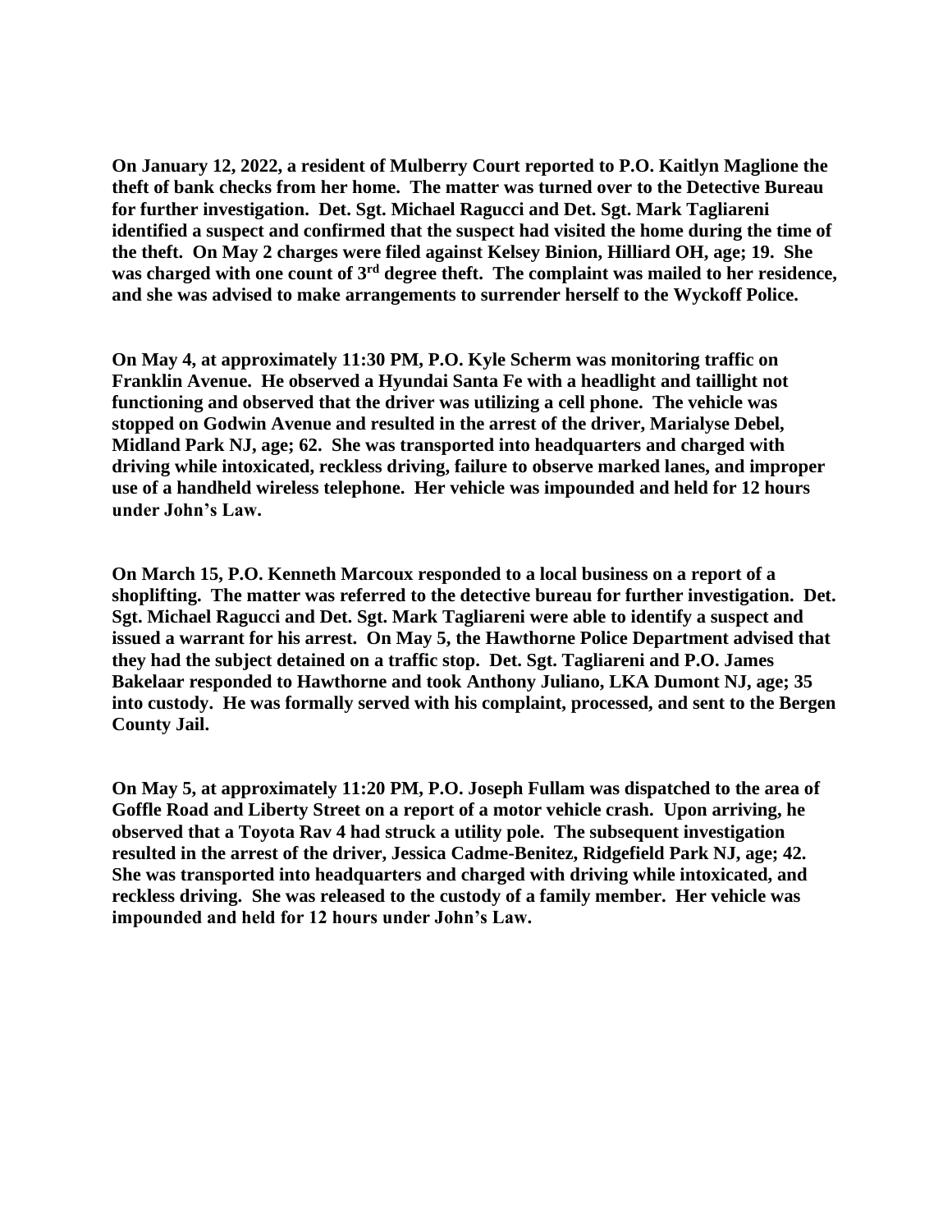**On January 12, 2022, a resident of Mulberry Court reported to P.O. Kaitlyn Maglione the theft of bank checks from her home. The matter was turned over to the Detective Bureau for further investigation. Det. Sgt. Michael Ragucci and Det. Sgt. Mark Tagliareni identified a suspect and confirmed that the suspect had visited the home during the time of the theft. On May 2 charges were filed against Kelsey Binion, Hilliard OH, age; 19. She was charged with one count of 3rd degree theft. The complaint was mailed to her residence, and she was advised to make arrangements to surrender herself to the Wyckoff Police.**

**On May 4, at approximately 11:30 PM, P.O. Kyle Scherm was monitoring traffic on Franklin Avenue. He observed a Hyundai Santa Fe with a headlight and taillight not functioning and observed that the driver was utilizing a cell phone. The vehicle was stopped on Godwin Avenue and resulted in the arrest of the driver, Marialyse Debel, Midland Park NJ, age; 62. She was transported into headquarters and charged with driving while intoxicated, reckless driving, failure to observe marked lanes, and improper use of a handheld wireless telephone. Her vehicle was impounded and held for 12 hours under John's Law.**

**On March 15, P.O. Kenneth Marcoux responded to a local business on a report of a shoplifting. The matter was referred to the detective bureau for further investigation. Det. Sgt. Michael Ragucci and Det. Sgt. Mark Tagliareni were able to identify a suspect and issued a warrant for his arrest. On May 5, the Hawthorne Police Department advised that they had the subject detained on a traffic stop. Det. Sgt. Tagliareni and P.O. James Bakelaar responded to Hawthorne and took Anthony Juliano, LKA Dumont NJ, age; 35 into custody. He was formally served with his complaint, processed, and sent to the Bergen County Jail.**

**On May 5, at approximately 11:20 PM, P.O. Joseph Fullam was dispatched to the area of Goffle Road and Liberty Street on a report of a motor vehicle crash. Upon arriving, he observed that a Toyota Rav 4 had struck a utility pole. The subsequent investigation resulted in the arrest of the driver, Jessica Cadme-Benitez, Ridgefield Park NJ, age; 42. She was transported into headquarters and charged with driving while intoxicated, and reckless driving. She was released to the custody of a family member. Her vehicle was impounded and held for 12 hours under John's Law.**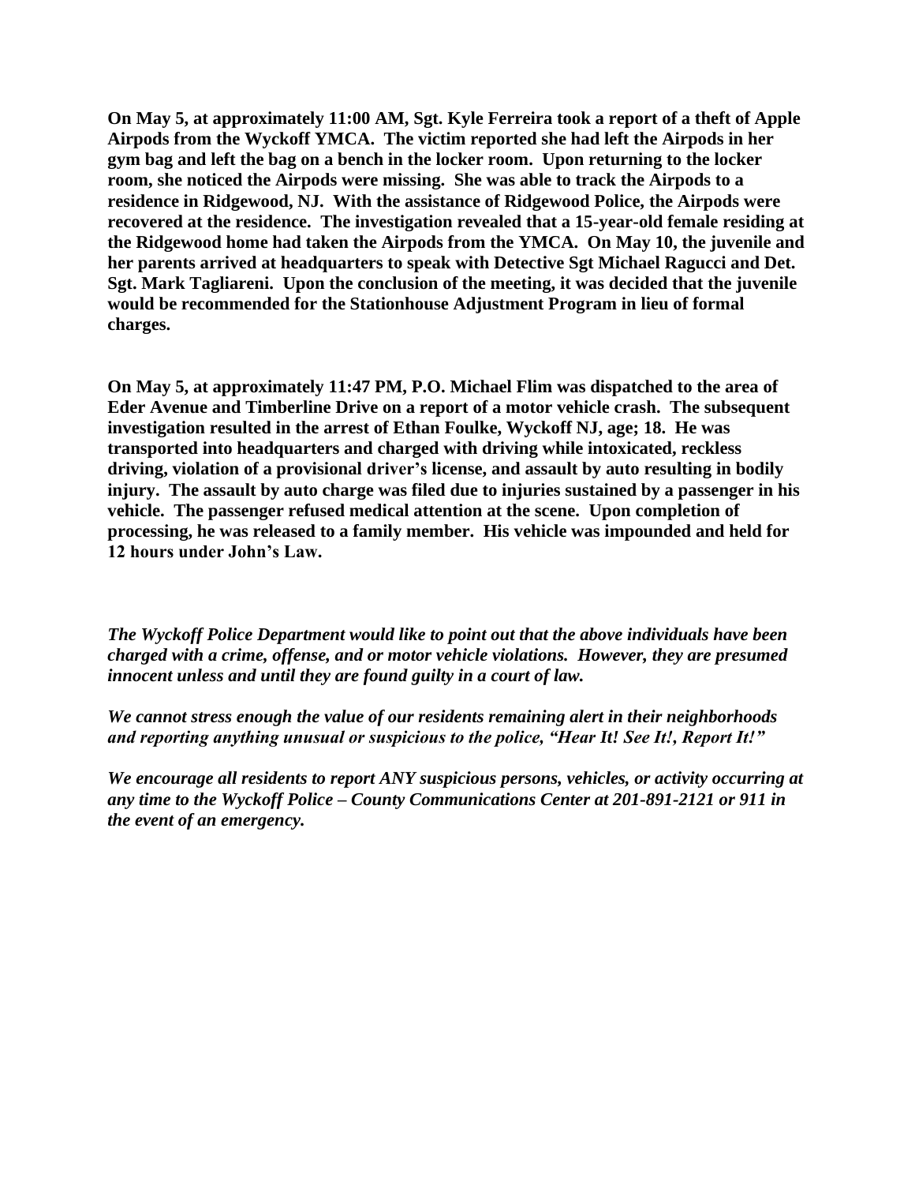**On May 5, at approximately 11:00 AM, Sgt. Kyle Ferreira took a report of a theft of Apple Airpods from the Wyckoff YMCA. The victim reported she had left the Airpods in her gym bag and left the bag on a bench in the locker room. Upon returning to the locker room, she noticed the Airpods were missing. She was able to track the Airpods to a residence in Ridgewood, NJ. With the assistance of Ridgewood Police, the Airpods were recovered at the residence. The investigation revealed that a 15-year-old female residing at the Ridgewood home had taken the Airpods from the YMCA. On May 10, the juvenile and her parents arrived at headquarters to speak with Detective Sgt Michael Ragucci and Det. Sgt. Mark Tagliareni. Upon the conclusion of the meeting, it was decided that the juvenile would be recommended for the Stationhouse Adjustment Program in lieu of formal charges.**

**On May 5, at approximately 11:47 PM, P.O. Michael Flim was dispatched to the area of Eder Avenue and Timberline Drive on a report of a motor vehicle crash. The subsequent investigation resulted in the arrest of Ethan Foulke, Wyckoff NJ, age; 18. He was transported into headquarters and charged with driving while intoxicated, reckless driving, violation of a provisional driver's license, and assault by auto resulting in bodily injury. The assault by auto charge was filed due to injuries sustained by a passenger in his vehicle. The passenger refused medical attention at the scene. Upon completion of processing, he was released to a family member. His vehicle was impounded and held for 12 hours under John's Law.**

***The Wyckoff Police Department would like to point out that the above individuals have been charged with a crime, offense, and or motor vehicle violations. However, they are presumed innocent unless and until they are found guilty in a court of law.***

***We cannot stress enough the value of our residents remaining alert in their neighborhoods and reporting anything unusual or suspicious to the police, "Hear It! See It!, Report It!"***

***We encourage all residents to report ANY suspicious persons, vehicles, or activity occurring at any time to the Wyckoff Police – County Communications Center at 201-891-2121 or 911 in the event of an emergency.***